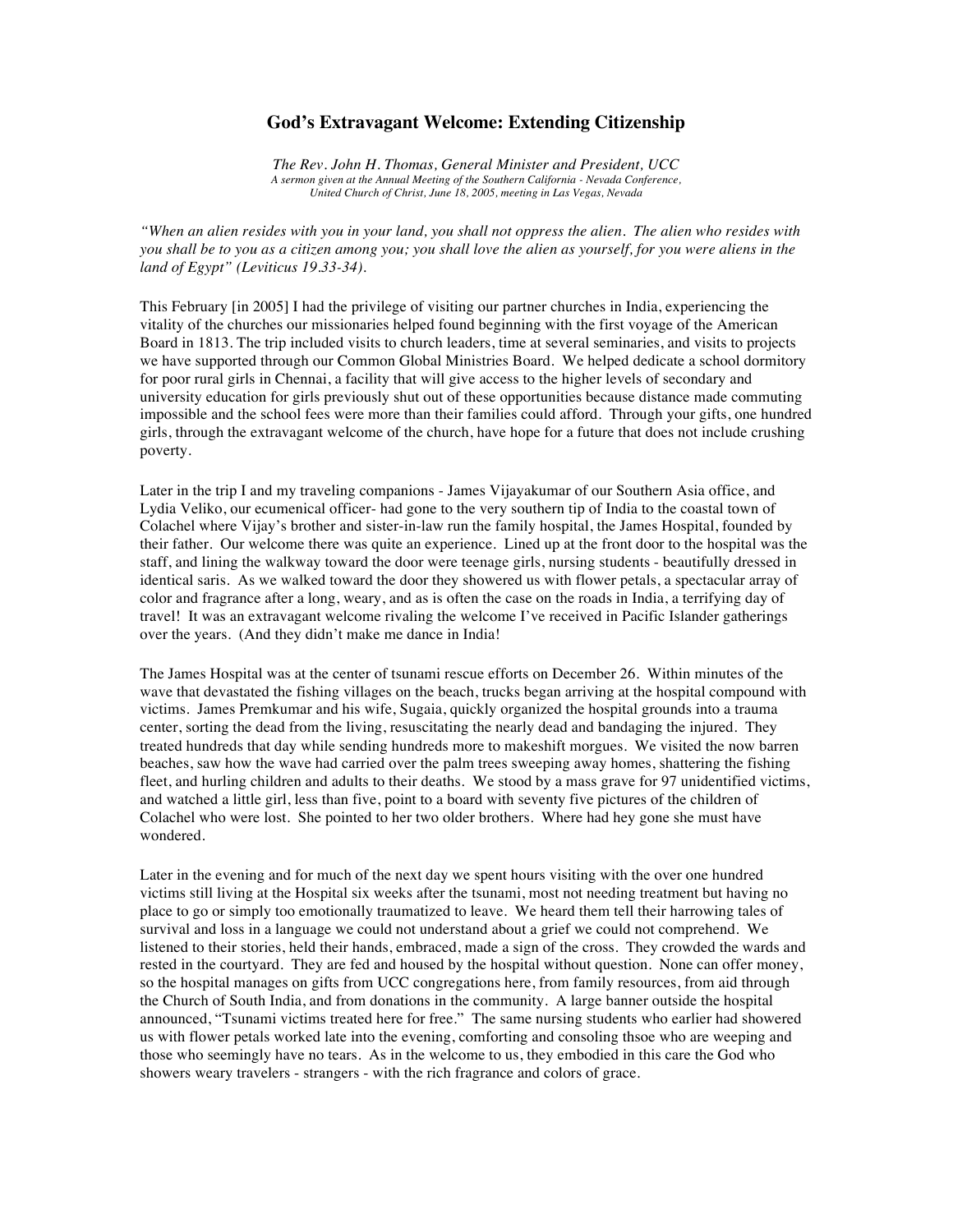# God's Extravagant Welcome: Extending Citizenship

*The Rev. John H. Thomas, General Minister and President, UCC*
*A sermon given at the Annual Meeting of the Southern California - Nevada Conference, United Church of Christ, June 18, 2005, meeting in Las Vegas, Nevada*

*"When an alien resides with you in your land, you shall not oppress the alien. The alien who resides with you shall be to you as a citizen among you; you shall love the alien as yourself, for you were aliens in the land of Egypt" (Leviticus 19.33-34).*

This February [in 2005] I had the privilege of visiting our partner churches in India, experiencing the vitality of the churches our missionaries helped found beginning with the first voyage of the American Board in 1813. The trip included visits to church leaders, time at several seminaries, and visits to projects we have supported through our Common Global Ministries Board. We helped dedicate a school dormitory for poor rural girls in Chennai, a facility that will give access to the higher levels of secondary and university education for girls previously shut out of these opportunities because distance made commuting impossible and the school fees were more than their families could afford. Through your gifts, one hundred girls, through the extravagant welcome of the church, have hope for a future that does not include crushing poverty.

Later in the trip I and my traveling companions - James Vijayakumar of our Southern Asia office, and Lydia Veliko, our ecumenical officer- had gone to the very southern tip of India to the coastal town of Colachel where Vijay's brother and sister-in-law run the family hospital, the James Hospital, founded by their father. Our welcome there was quite an experience. Lined up at the front door to the hospital was the staff, and lining the walkway toward the door were teenage girls, nursing students - beautifully dressed in identical saris. As we walked toward the door they showered us with flower petals, a spectacular array of color and fragrance after a long, weary, and as is often the case on the roads in India, a terrifying day of travel! It was an extravagant welcome rivaling the welcome I've received in Pacific Islander gatherings over the years. (And they didn't make me dance in India!

The James Hospital was at the center of tsunami rescue efforts on December 26. Within minutes of the wave that devastated the fishing villages on the beach, trucks began arriving at the hospital compound with victims. James Premkumar and his wife, Sugaia, quickly organized the hospital grounds into a trauma center, sorting the dead from the living, resuscitating the nearly dead and bandaging the injured. They treated hundreds that day while sending hundreds more to makeshift morgues. We visited the now barren beaches, saw how the wave had carried over the palm trees sweeping away homes, shattering the fishing fleet, and hurling children and adults to their deaths. We stood by a mass grave for 97 unidentified victims, and watched a little girl, less than five, point to a board with seventy five pictures of the children of Colachel who were lost. She pointed to her two older brothers. Where had hey gone she must have wondered.

Later in the evening and for much of the next day we spent hours visiting with the over one hundred victims still living at the Hospital six weeks after the tsunami, most not needing treatment but having no place to go or simply too emotionally traumatized to leave. We heard them tell their harrowing tales of survival and loss in a language we could not understand about a grief we could not comprehend. We listened to their stories, held their hands, embraced, made a sign of the cross. They crowded the wards and rested in the courtyard. They are fed and housed by the hospital without question. None can offer money, so the hospital manages on gifts from UCC congregations here, from family resources, from aid through the Church of South India, and from donations in the community. A large banner outside the hospital announced, "Tsunami victims treated here for free." The same nursing students who earlier had showered us with flower petals worked late into the evening, comforting and consoling thsoe who are weeping and those who seemingly have no tears. As in the welcome to us, they embodied in this care the God who showers weary travelers - strangers - with the rich fragrance and colors of grace.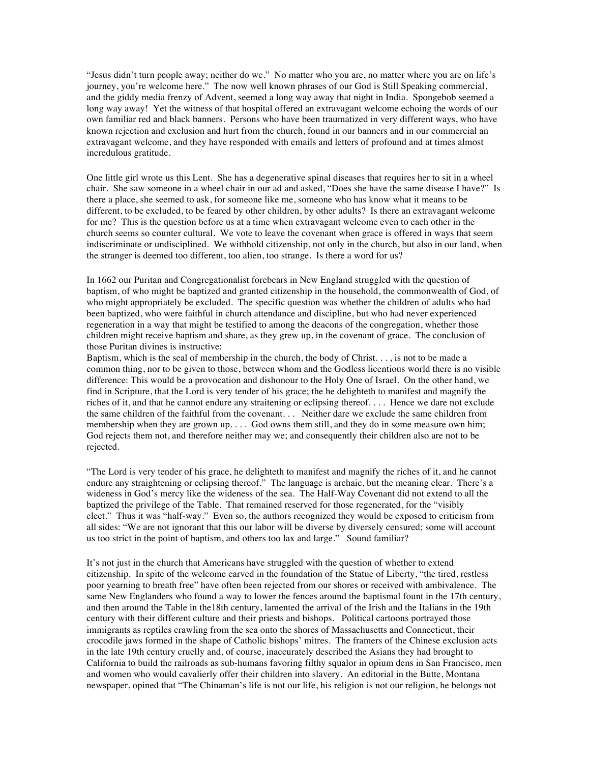"Jesus didn't turn people away; neither do we." No matter who you are, no matter where you are on life's journey, you're welcome here." The now well known phrases of our God is Still Speaking commercial, and the giddy media frenzy of Advent, seemed a long way away that night in India. Spongebob seemed a long way away! Yet the witness of that hospital offered an extravagant welcome echoing the words of our own familiar red and black banners. Persons who have been traumatized in very different ways, who have known rejection and exclusion and hurt from the church, found in our banners and in our commercial an extravagant welcome, and they have responded with emails and letters of profound and at times almost incredulous gratitude.

One little girl wrote us this Lent. She has a degenerative spinal diseases that requires her to sit in a wheel chair. She saw someone in a wheel chair in our ad and asked, "Does she have the same disease I have?" Is there a place, she seemed to ask, for someone like me, someone who has know what it means to be different, to be excluded, to be feared by other children, by other adults? Is there an extravagant welcome for me? This is the question before us at a time when extravagant welcome even to each other in the church seems so counter cultural. We vote to leave the covenant when grace is offered in ways that seem indiscriminate or undisciplined. We withhold citizenship, not only in the church, but also in our land, when the stranger is deemed too different, too alien, too strange. Is there a word for us?

In 1662 our Puritan and Congregationalist forebears in New England struggled with the question of baptism, of who might be baptized and granted citizenship in the household, the commonwealth of God, of who might appropriately be excluded. The specific question was whether the children of adults who had been baptized, who were faithful in church attendance and discipline, but who had never experienced regeneration in a way that might be testified to among the deacons of the congregation, whether those children might receive baptism and share, as they grew up, in the covenant of grace. The conclusion of those Puritan divines is instructive:

Baptism, which is the seal of membership in the church, the body of Christ. . . , is not to be made a common thing, nor to be given to those, between whom and the Godless licentious world there is no visible difference: This would be a provocation and dishonour to the Holy One of Israel. On the other hand, we find in Scripture, that the Lord is very tender of his grace; the he delighteth to manifest and magnify the riches of it, and that he cannot endure any straitening or eclipsing thereof. . . . Hence we dare not exclude the same children of the faithful from the covenant. . . Neither dare we exclude the same children from membership when they are grown up. . . . God owns them still, and they do in some measure own him; God rejects them not, and therefore neither may we; and consequently their children also are not to be rejected.

"The Lord is very tender of his grace, he delighteth to manifest and magnify the riches of it, and he cannot endure any straightening or eclipsing thereof." The language is archaic, but the meaning clear. There's a wideness in God's mercy like the wideness of the sea. The Half-Way Covenant did not extend to all the baptized the privilege of the Table. That remained reserved for those regenerated, for the "visibly elect." Thus it was "half-way." Even so, the authors recognized they would be exposed to criticism from all sides: "We are not ignorant that this our labor will be diverse by diversely censured; some will account us too strict in the point of baptism, and others too lax and large." Sound familiar?

It's not just in the church that Americans have struggled with the question of whether to extend citizenship. In spite of the welcome carved in the foundation of the Statue of Liberty, "the tired, restless poor yearning to breath free" have often been rejected from our shores or received with ambivalence. The same New Englanders who found a way to lower the fences around the baptismal fount in the 17th century, and then around the Table in the18th century, lamented the arrival of the Irish and the Italians in the 19th century with their different culture and their priests and bishops. Political cartoons portrayed those immigrants as reptiles crawling from the sea onto the shores of Massachusetts and Connecticut, their crocodile jaws formed in the shape of Catholic bishops' mitres. The framers of the Chinese exclusion acts in the late 19th century cruelly and, of course, inaccurately described the Asians they had brought to California to build the railroads as sub-humans favoring filthy squalor in opium dens in San Francisco, men and women who would cavalierly offer their children into slavery. An editorial in the Butte, Montana newspaper, opined that "The Chinaman's life is not our life, his religion is not our religion, he belongs not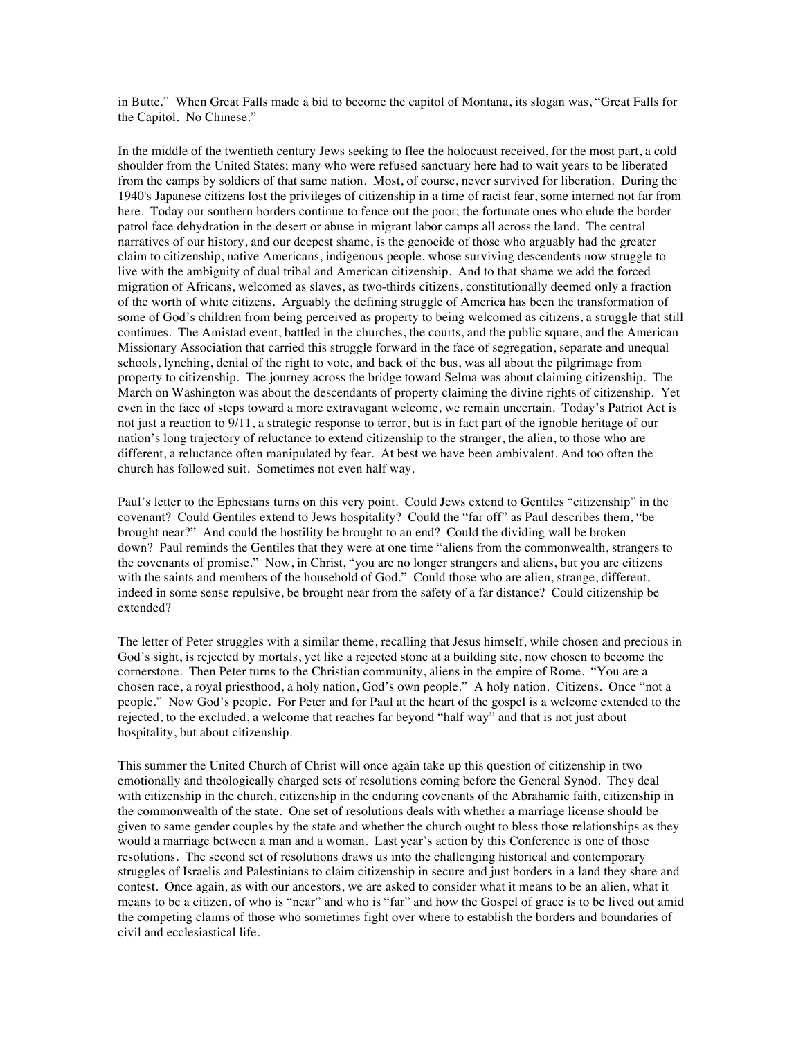in Butte." When Great Falls made a bid to become the capitol of Montana, its slogan was, "Great Falls for the Capitol. No Chinese."

In the middle of the twentieth century Jews seeking to flee the holocaust received, for the most part, a cold shoulder from the United States; many who were refused sanctuary here had to wait years to be liberated from the camps by soldiers of that same nation. Most, of course, never survived for liberation. During the 1940's Japanese citizens lost the privileges of citizenship in a time of racist fear, some interned not far from here. Today our southern borders continue to fence out the poor; the fortunate ones who elude the border patrol face dehydration in the desert or abuse in migrant labor camps all across the land. The central narratives of our history, and our deepest shame, is the genocide of those who arguably had the greater claim to citizenship, native Americans, indigenous people, whose surviving descendents now struggle to live with the ambiguity of dual tribal and American citizenship. And to that shame we add the forced migration of Africans, welcomed as slaves, as two-thirds citizens, constitutionally deemed only a fraction of the worth of white citizens. Arguably the defining struggle of America has been the transformation of some of God's children from being perceived as property to being welcomed as citizens, a struggle that still continues. The Amistad event, battled in the churches, the courts, and the public square, and the American Missionary Association that carried this struggle forward in the face of segregation, separate and unequal schools, lynching, denial of the right to vote, and back of the bus, was all about the pilgrimage from property to citizenship. The journey across the bridge toward Selma was about claiming citizenship. The March on Washington was about the descendants of property claiming the divine rights of citizenship. Yet even in the face of steps toward a more extravagant welcome, we remain uncertain. Today's Patriot Act is not just a reaction to 9/11, a strategic response to terror, but is in fact part of the ignoble heritage of our nation's long trajectory of reluctance to extend citizenship to the stranger, the alien, to those who are different, a reluctance often manipulated by fear. At best we have been ambivalent. And too often the church has followed suit. Sometimes not even half way.

Paul's letter to the Ephesians turns on this very point. Could Jews extend to Gentiles "citizenship" in the covenant? Could Gentiles extend to Jews hospitality? Could the "far off" as Paul describes them, "be brought near?" And could the hostility be brought to an end? Could the dividing wall be broken down? Paul reminds the Gentiles that they were at one time "aliens from the commonwealth, strangers to the covenants of promise." Now, in Christ, "you are no longer strangers and aliens, but you are citizens with the saints and members of the household of God." Could those who are alien, strange, different, indeed in some sense repulsive, be brought near from the safety of a far distance? Could citizenship be extended?

The letter of Peter struggles with a similar theme, recalling that Jesus himself, while chosen and precious in God's sight, is rejected by mortals, yet like a rejected stone at a building site, now chosen to become the cornerstone. Then Peter turns to the Christian community, aliens in the empire of Rome. "You are a chosen race, a royal priesthood, a holy nation, God's own people." A holy nation. Citizens. Once "not a people." Now God's people. For Peter and for Paul at the heart of the gospel is a welcome extended to the rejected, to the excluded, a welcome that reaches far beyond "half way" and that is not just about hospitality, but about citizenship.

This summer the United Church of Christ will once again take up this question of citizenship in two emotionally and theologically charged sets of resolutions coming before the General Synod. They deal with citizenship in the church, citizenship in the enduring covenants of the Abrahamic faith, citizenship in the commonwealth of the state. One set of resolutions deals with whether a marriage license should be given to same gender couples by the state and whether the church ought to bless those relationships as they would a marriage between a man and a woman. Last year's action by this Conference is one of those resolutions. The second set of resolutions draws us into the challenging historical and contemporary struggles of Israelis and Palestinians to claim citizenship in secure and just borders in a land they share and contest. Once again, as with our ancestors, we are asked to consider what it means to be an alien, what it means to be a citizen, of who is "near" and who is "far" and how the Gospel of grace is to be lived out amid the competing claims of those who sometimes fight over where to establish the borders and boundaries of civil and ecclesiastical life.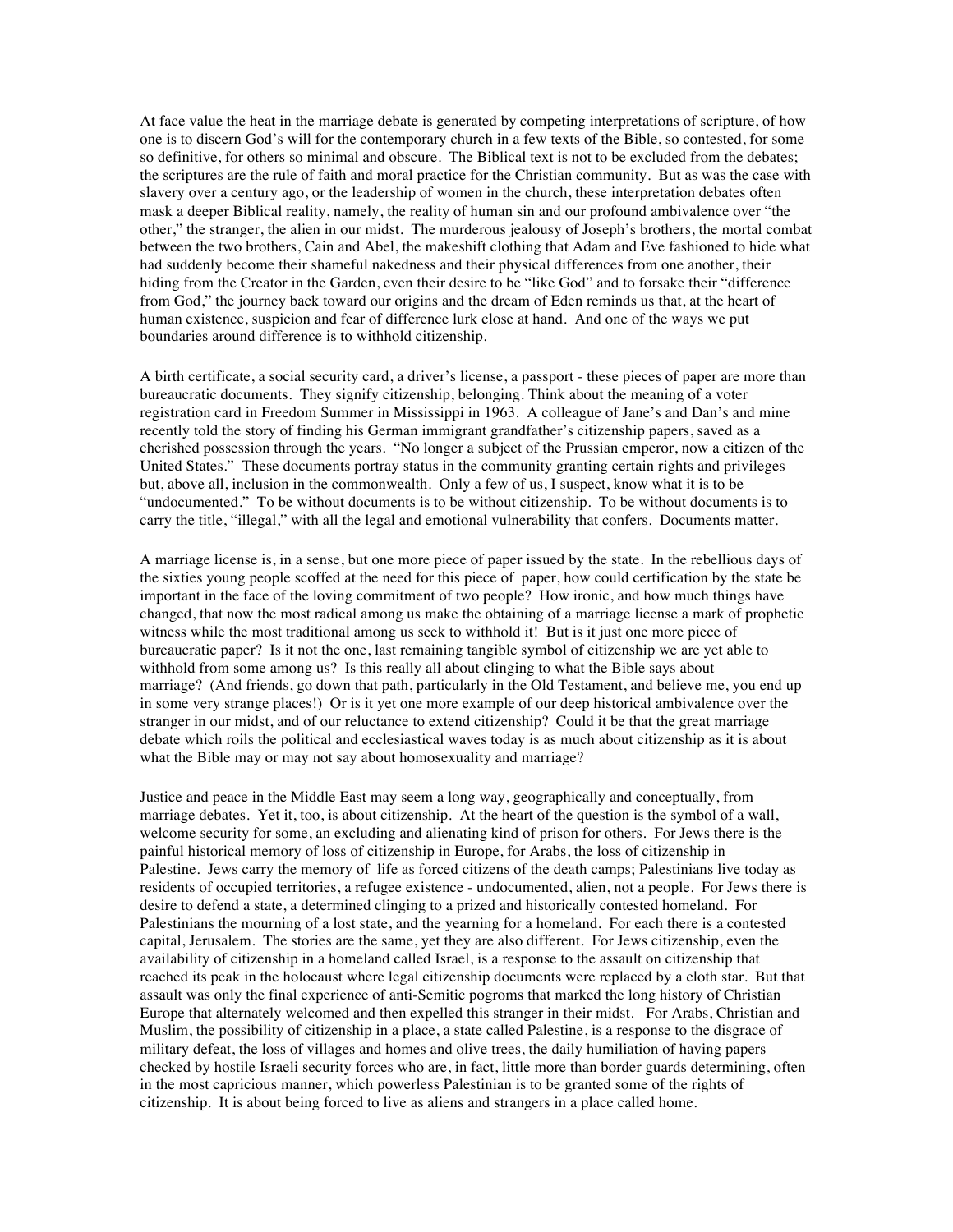At face value the heat in the marriage debate is generated by competing interpretations of scripture, of how one is to discern God's will for the contemporary church in a few texts of the Bible, so contested, for some so definitive, for others so minimal and obscure. The Biblical text is not to be excluded from the debates; the scriptures are the rule of faith and moral practice for the Christian community. But as was the case with slavery over a century ago, or the leadership of women in the church, these interpretation debates often mask a deeper Biblical reality, namely, the reality of human sin and our profound ambivalence over "the other," the stranger, the alien in our midst. The murderous jealousy of Joseph's brothers, the mortal combat between the two brothers, Cain and Abel, the makeshift clothing that Adam and Eve fashioned to hide what had suddenly become their shameful nakedness and their physical differences from one another, their hiding from the Creator in the Garden, even their desire to be "like God" and to forsake their "difference from God," the journey back toward our origins and the dream of Eden reminds us that, at the heart of human existence, suspicion and fear of difference lurk close at hand. And one of the ways we put boundaries around difference is to withhold citizenship.

A birth certificate, a social security card, a driver's license, a passport - these pieces of paper are more than bureaucratic documents. They signify citizenship, belonging. Think about the meaning of a voter registration card in Freedom Summer in Mississippi in 1963. A colleague of Jane's and Dan's and mine recently told the story of finding his German immigrant grandfather's citizenship papers, saved as a cherished possession through the years. "No longer a subject of the Prussian emperor, now a citizen of the United States." These documents portray status in the community granting certain rights and privileges but, above all, inclusion in the commonwealth. Only a few of us, I suspect, know what it is to be "undocumented." To be without documents is to be without citizenship. To be without documents is to carry the title, "illegal," with all the legal and emotional vulnerability that confers. Documents matter.

A marriage license is, in a sense, but one more piece of paper issued by the state. In the rebellious days of the sixties young people scoffed at the need for this piece of paper, how could certification by the state be important in the face of the loving commitment of two people? How ironic, and how much things have changed, that now the most radical among us make the obtaining of a marriage license a mark of prophetic witness while the most traditional among us seek to withhold it! But is it just one more piece of bureaucratic paper? Is it not the one, last remaining tangible symbol of citizenship we are yet able to withhold from some among us? Is this really all about clinging to what the Bible says about marriage? (And friends, go down that path, particularly in the Old Testament, and believe me, you end up in some very strange places!) Or is it yet one more example of our deep historical ambivalence over the stranger in our midst, and of our reluctance to extend citizenship? Could it be that the great marriage debate which roils the political and ecclesiastical waves today is as much about citizenship as it is about what the Bible may or may not say about homosexuality and marriage?

Justice and peace in the Middle East may seem a long way, geographically and conceptually, from marriage debates. Yet it, too, is about citizenship. At the heart of the question is the symbol of a wall, welcome security for some, an excluding and alienating kind of prison for others. For Jews there is the painful historical memory of loss of citizenship in Europe, for Arabs, the loss of citizenship in Palestine. Jews carry the memory of life as forced citizens of the death camps; Palestinians live today as residents of occupied territories, a refugee existence - undocumented, alien, not a people. For Jews there is desire to defend a state, a determined clinging to a prized and historically contested homeland. For Palestinians the mourning of a lost state, and the yearning for a homeland. For each there is a contested capital, Jerusalem. The stories are the same, yet they are also different. For Jews citizenship, even the availability of citizenship in a homeland called Israel, is a response to the assault on citizenship that reached its peak in the holocaust where legal citizenship documents were replaced by a cloth star. But that assault was only the final experience of anti-Semitic pogroms that marked the long history of Christian Europe that alternately welcomed and then expelled this stranger in their midst. For Arabs, Christian and Muslim, the possibility of citizenship in a place, a state called Palestine, is a response to the disgrace of military defeat, the loss of villages and homes and olive trees, the daily humiliation of having papers checked by hostile Israeli security forces who are, in fact, little more than border guards determining, often in the most capricious manner, which powerless Palestinian is to be granted some of the rights of citizenship. It is about being forced to live as aliens and strangers in a place called home.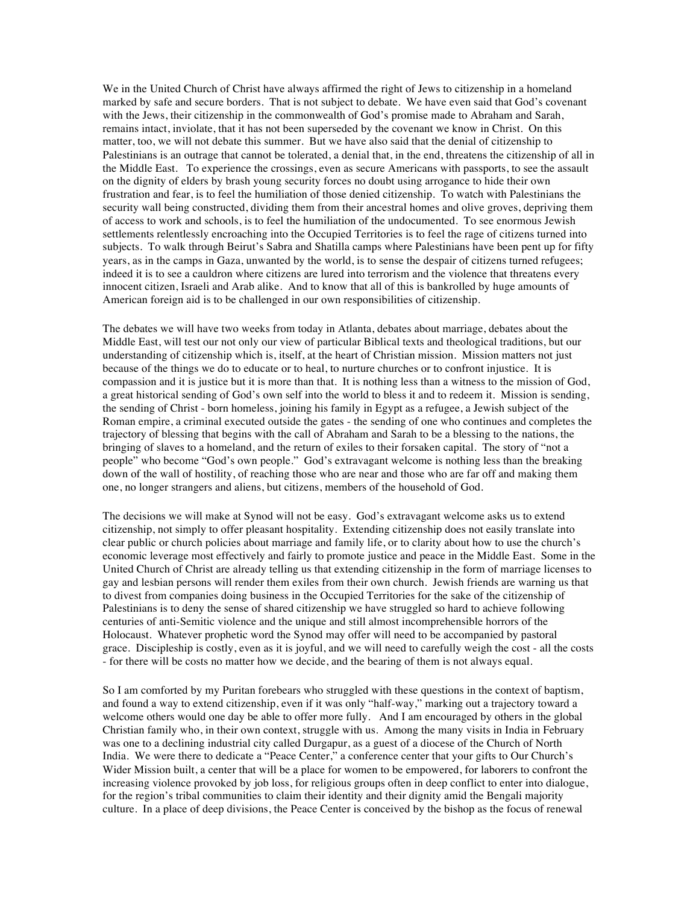We in the United Church of Christ have always affirmed the right of Jews to citizenship in a homeland marked by safe and secure borders. That is not subject to debate. We have even said that God's covenant with the Jews, their citizenship in the commonwealth of God's promise made to Abraham and Sarah, remains intact, inviolate, that it has not been superseded by the covenant we know in Christ. On this matter, too, we will not debate this summer. But we have also said that the denial of citizenship to Palestinians is an outrage that cannot be tolerated, a denial that, in the end, threatens the citizenship of all in the Middle East. To experience the crossings, even as secure Americans with passports, to see the assault on the dignity of elders by brash young security forces no doubt using arrogance to hide their own frustration and fear, is to feel the humiliation of those denied citizenship. To watch with Palestinians the security wall being constructed, dividing them from their ancestral homes and olive groves, depriving them of access to work and schools, is to feel the humiliation of the undocumented. To see enormous Jewish settlements relentlessly encroaching into the Occupied Territories is to feel the rage of citizens turned into subjects. To walk through Beirut's Sabra and Shatilla camps where Palestinians have been pent up for fifty years, as in the camps in Gaza, unwanted by the world, is to sense the despair of citizens turned refugees; indeed it is to see a cauldron where citizens are lured into terrorism and the violence that threatens every innocent citizen, Israeli and Arab alike. And to know that all of this is bankrolled by huge amounts of American foreign aid is to be challenged in our own responsibilities of citizenship.

The debates we will have two weeks from today in Atlanta, debates about marriage, debates about the Middle East, will test our not only our view of particular Biblical texts and theological traditions, but our understanding of citizenship which is, itself, at the heart of Christian mission. Mission matters not just because of the things we do to educate or to heal, to nurture churches or to confront injustice. It is compassion and it is justice but it is more than that. It is nothing less than a witness to the mission of God, a great historical sending of God's own self into the world to bless it and to redeem it. Mission is sending, the sending of Christ - born homeless, joining his family in Egypt as a refugee, a Jewish subject of the Roman empire, a criminal executed outside the gates - the sending of one who continues and completes the trajectory of blessing that begins with the call of Abraham and Sarah to be a blessing to the nations, the bringing of slaves to a homeland, and the return of exiles to their forsaken capital. The story of "not a people" who become "God's own people." God's extravagant welcome is nothing less than the breaking down of the wall of hostility, of reaching those who are near and those who are far off and making them one, no longer strangers and aliens, but citizens, members of the household of God.

The decisions we will make at Synod will not be easy. God's extravagant welcome asks us to extend citizenship, not simply to offer pleasant hospitality. Extending citizenship does not easily translate into clear public or church policies about marriage and family life, or to clarity about how to use the church's economic leverage most effectively and fairly to promote justice and peace in the Middle East. Some in the United Church of Christ are already telling us that extending citizenship in the form of marriage licenses to gay and lesbian persons will render them exiles from their own church. Jewish friends are warning us that to divest from companies doing business in the Occupied Territories for the sake of the citizenship of Palestinians is to deny the sense of shared citizenship we have struggled so hard to achieve following centuries of anti-Semitic violence and the unique and still almost incomprehensible horrors of the Holocaust. Whatever prophetic word the Synod may offer will need to be accompanied by pastoral grace. Discipleship is costly, even as it is joyful, and we will need to carefully weigh the cost - all the costs - for there will be costs no matter how we decide, and the bearing of them is not always equal.

So I am comforted by my Puritan forebears who struggled with these questions in the context of baptism, and found a way to extend citizenship, even if it was only "half-way," marking out a trajectory toward a welcome others would one day be able to offer more fully. And I am encouraged by others in the global Christian family who, in their own context, struggle with us. Among the many visits in India in February was one to a declining industrial city called Durgapur, as a guest of a diocese of the Church of North India. We were there to dedicate a "Peace Center," a conference center that your gifts to Our Church's Wider Mission built, a center that will be a place for women to be empowered, for laborers to confront the increasing violence provoked by job loss, for religious groups often in deep conflict to enter into dialogue, for the region's tribal communities to claim their identity and their dignity amid the Bengali majority culture. In a place of deep divisions, the Peace Center is conceived by the bishop as the focus of renewal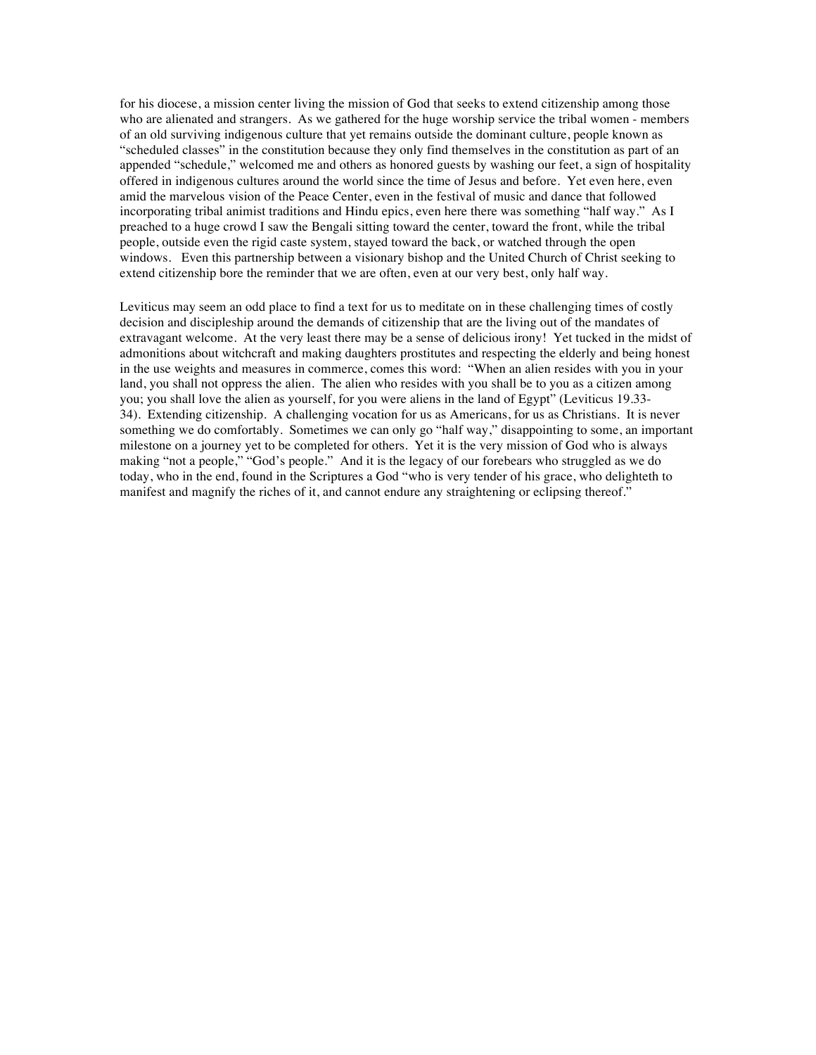for his diocese, a mission center living the mission of God that seeks to extend citizenship among those who are alienated and strangers. As we gathered for the huge worship service the tribal women - members of an old surviving indigenous culture that yet remains outside the dominant culture, people known as "scheduled classes" in the constitution because they only find themselves in the constitution as part of an appended "schedule," welcomed me and others as honored guests by washing our feet, a sign of hospitality offered in indigenous cultures around the world since the time of Jesus and before. Yet even here, even amid the marvelous vision of the Peace Center, even in the festival of music and dance that followed incorporating tribal animist traditions and Hindu epics, even here there was something "half way." As I preached to a huge crowd I saw the Bengali sitting toward the center, toward the front, while the tribal people, outside even the rigid caste system, stayed toward the back, or watched through the open windows. Even this partnership between a visionary bishop and the United Church of Christ seeking to extend citizenship bore the reminder that we are often, even at our very best, only half way.

Leviticus may seem an odd place to find a text for us to meditate on in these challenging times of costly decision and discipleship around the demands of citizenship that are the living out of the mandates of extravagant welcome. At the very least there may be a sense of delicious irony! Yet tucked in the midst of admonitions about witchcraft and making daughters prostitutes and respecting the elderly and being honest in the use weights and measures in commerce, comes this word: "When an alien resides with you in your land, you shall not oppress the alien. The alien who resides with you shall be to you as a citizen among you; you shall love the alien as yourself, for you were aliens in the land of Egypt" (Leviticus 19.33-34). Extending citizenship. A challenging vocation for us as Americans, for us as Christians. It is never something we do comfortably. Sometimes we can only go "half way," disappointing to some, an important milestone on a journey yet to be completed for others. Yet it is the very mission of God who is always making "not a people," "God's people." And it is the legacy of our forebears who struggled as we do today, who in the end, found in the Scriptures a God "who is very tender of his grace, who delighteth to manifest and magnify the riches of it, and cannot endure any straightening or eclipsing thereof."